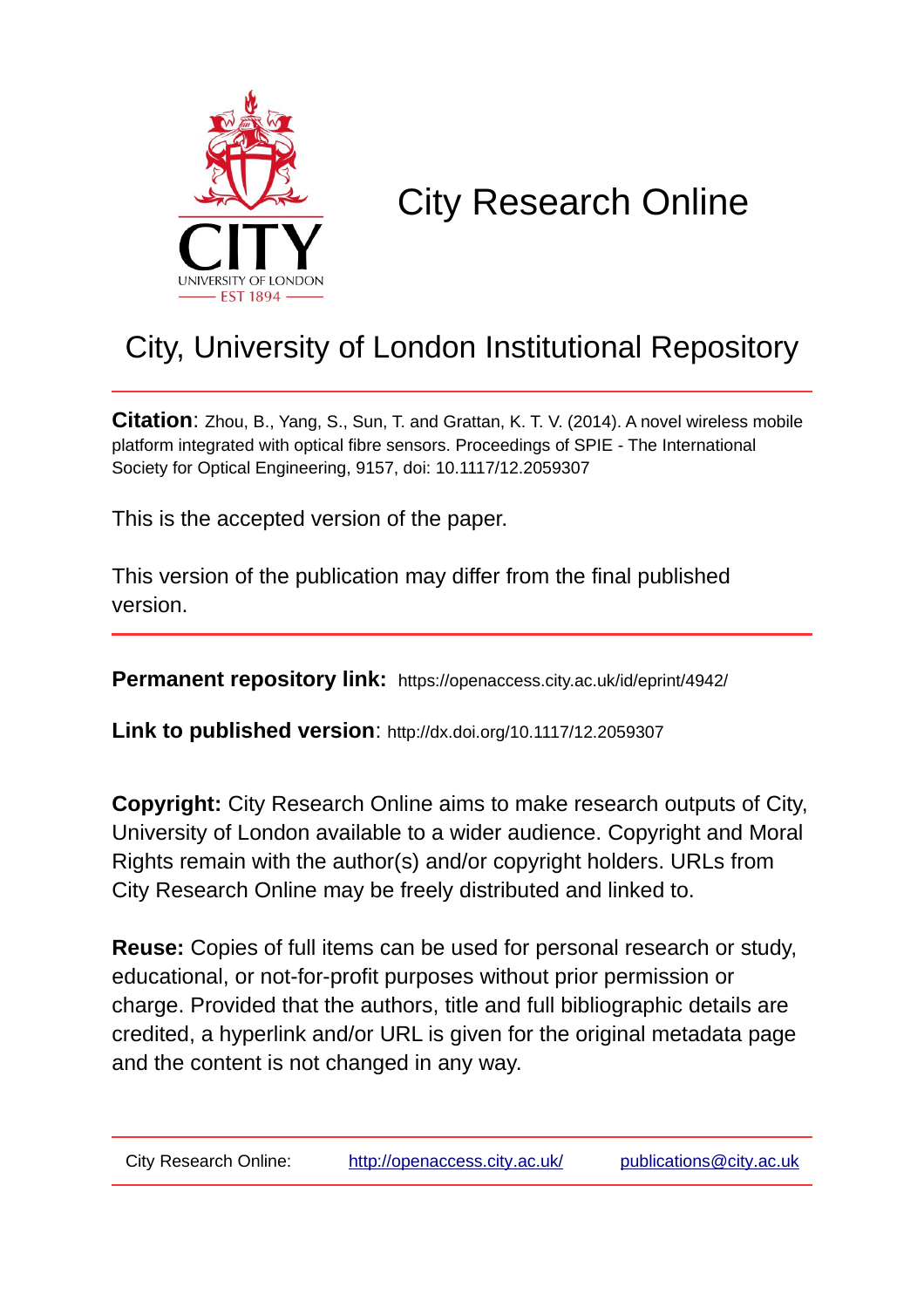# City Research Online

## City, University of London Institutional Repository

**Citation**: Zhou, B., Yang, S., Sun, T. and Grattan, K. T. V. (2014). A novel wireless mobile platform integrated with optical fibre sensors. Proceedings of SPIE - The International Society for Optical Engineering, 9157, doi: 10.1117/12.2059307

This is the accepted version of the paper.

This version of the publication may differ from the final published version.

**Permanent repository link:** https://openaccess.city.ac.uk/id/eprint/4942/

**Link to published version**: http://dx.doi.org/10.1117/12.2059307

**Copyright:** City Research Online aims to make research outputs of City, University of London available to a wider audience. Copyright and Moral Rights remain with the author(s) and/or copyright holders. URLs from City Research Online may be freely distributed and linked to.

**Reuse:** Copies of full items can be used for personal research or study, educational, or not-for-profit purposes without prior permission or charge. Provided that the authors, title and full bibliographic details are credited, a hyperlink and/or URL is given for the original metadata page and the content is not changed in any way.

City Research Online: http://openaccess.city.ac.uk/ publications@city.ac.uk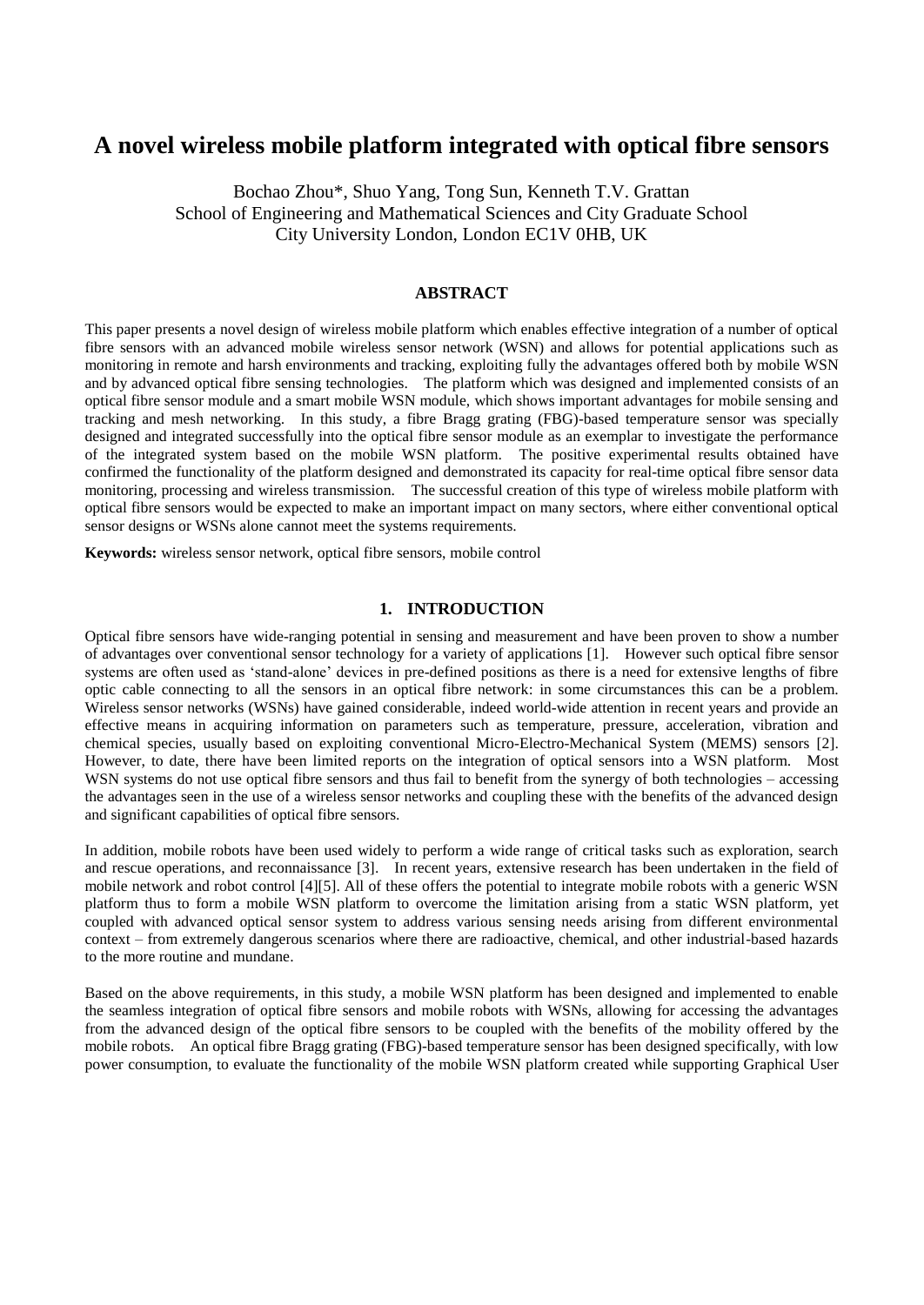# A novel wireless mobile platform integrated with optical fibre sensors

Bochao Zhou*, Shuo Yang, Tong Sun, Kenneth T.V. Grattan
School of Engineering and Mathematical Sciences and City Graduate School
City University London, London EC1V 0HB, UK

## ABSTRACT

This paper presents a novel design of wireless mobile platform which enables effective integration of a number of optical fibre sensors with an advanced mobile wireless sensor network (WSN) and allows for potential applications such as monitoring in remote and harsh environments and tracking, exploiting fully the advantages offered both by mobile WSN and by advanced optical fibre sensing technologies. The platform which was designed and implemented consists of an optical fibre sensor module and a smart mobile WSN module, which shows important advantages for mobile sensing and tracking and mesh networking. In this study, a fibre Bragg grating (FBG)-based temperature sensor was specially designed and integrated successfully into the optical fibre sensor module as an exemplar to investigate the performance of the integrated system based on the mobile WSN platform. The positive experimental results obtained have confirmed the functionality of the platform designed and demonstrated its capacity for real-time optical fibre sensor data monitoring, processing and wireless transmission. The successful creation of this type of wireless mobile platform with optical fibre sensors would be expected to make an important impact on many sectors, where either conventional optical sensor designs or WSNs alone cannot meet the systems requirements.

**Keywords:** wireless sensor network, optical fibre sensors, mobile control

## 1. INTRODUCTION

Optical fibre sensors have wide-ranging potential in sensing and measurement and have been proven to show a number of advantages over conventional sensor technology for a variety of applications [1]. However such optical fibre sensor systems are often used as 'stand-alone' devices in pre-defined positions as there is a need for extensive lengths of fibre optic cable connecting to all the sensors in an optical fibre network: in some circumstances this can be a problem. Wireless sensor networks (WSNs) have gained considerable, indeed world-wide attention in recent years and provide an effective means in acquiring information on parameters such as temperature, pressure, acceleration, vibration and chemical species, usually based on exploiting conventional Micro-Electro-Mechanical System (MEMS) sensors [2]. However, to date, there have been limited reports on the integration of optical sensors into a WSN platform. Most WSN systems do not use optical fibre sensors and thus fail to benefit from the synergy of both technologies – accessing the advantages seen in the use of a wireless sensor networks and coupling these with the benefits of the advanced design and significant capabilities of optical fibre sensors.

In addition, mobile robots have been used widely to perform a wide range of critical tasks such as exploration, search and rescue operations, and reconnaissance [3]. In recent years, extensive research has been undertaken in the field of mobile network and robot control [4][5]. All of these offers the potential to integrate mobile robots with a generic WSN platform thus to form a mobile WSN platform to overcome the limitation arising from a static WSN platform, yet coupled with advanced optical sensor system to address various sensing needs arising from different environmental context – from extremely dangerous scenarios where there are radioactive, chemical, and other industrial-based hazards to the more routine and mundane.

Based on the above requirements, in this study, a mobile WSN platform has been designed and implemented to enable the seamless integration of optical fibre sensors and mobile robots with WSNs, allowing for accessing the advantages from the advanced design of the optical fibre sensors to be coupled with the benefits of the mobility offered by the mobile robots. An optical fibre Bragg grating (FBG)-based temperature sensor has been designed specifically, with low power consumption, to evaluate the functionality of the mobile WSN platform created while supporting Graphical User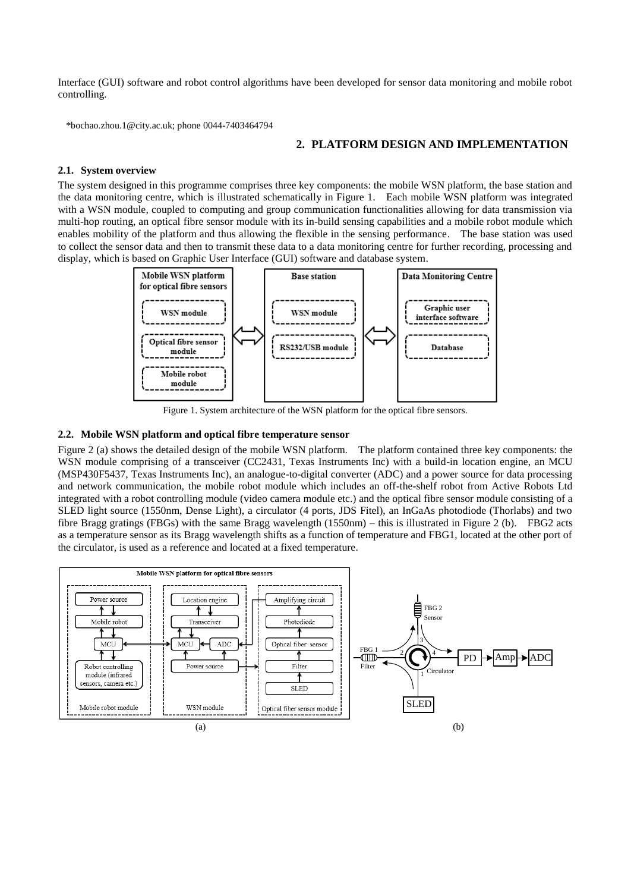Interface (GUI) software and robot control algorithms have been developed for sensor data monitoring and mobile robot controlling.

*bochao.zhou.1@city.ac.uk; phone 0044-7403464794

## 2. PLATFORM DESIGN AND IMPLEMENTATION

### 2.1. System overview

The system designed in this programme comprises three key components: the mobile WSN platform, the base station and the data monitoring centre, which is illustrated schematically in Figure 1. Each mobile WSN platform was integrated with a WSN module, coupled to computing and group communication functionalities allowing for data transmission via multi-hop routing, an optical fibre sensor module with its in-build sensing capabilities and a mobile robot module which enables mobility of the platform and thus allowing the flexible in the sensing performance. The base station was used to collect the sensor data and then to transmit these data to a data monitoring centre for further recording, processing and display, which is based on Graphic User Interface (GUI) software and database system.

Figure 1. System architecture of the WSN platform for the optical fibre sensors.

### 2.2. Mobile WSN platform and optical fibre temperature sensor

Figure 2 (a) shows the detailed design of the mobile WSN platform. The platform contained three key components: the WSN module comprising of a transceiver (CC2431, Texas Instruments Inc) with a build-in location engine, an MCU (MSP430F5437, Texas Instruments Inc), an analogue-to-digital converter (ADC) and a power source for data processing and network communication, the mobile robot module which includes an off-the-shelf robot from Active Robots Ltd integrated with a robot controlling module (video camera module etc.) and the optical fibre sensor module consisting of a SLED light source (1550nm, Dense Light), a circulator (4 ports, JDS Fitel), an InGaAs photodiode (Thorlabs) and two fibre Bragg gratings (FBGs) with the same Bragg wavelength (1550nm) – this is illustrated in Figure 2 (b). FBG2 acts as a temperature sensor as its Bragg wavelength shifts as a function of temperature and FBG1, located at the other port of the circulator, is used as a reference and located at a fixed temperature.

(a) (b)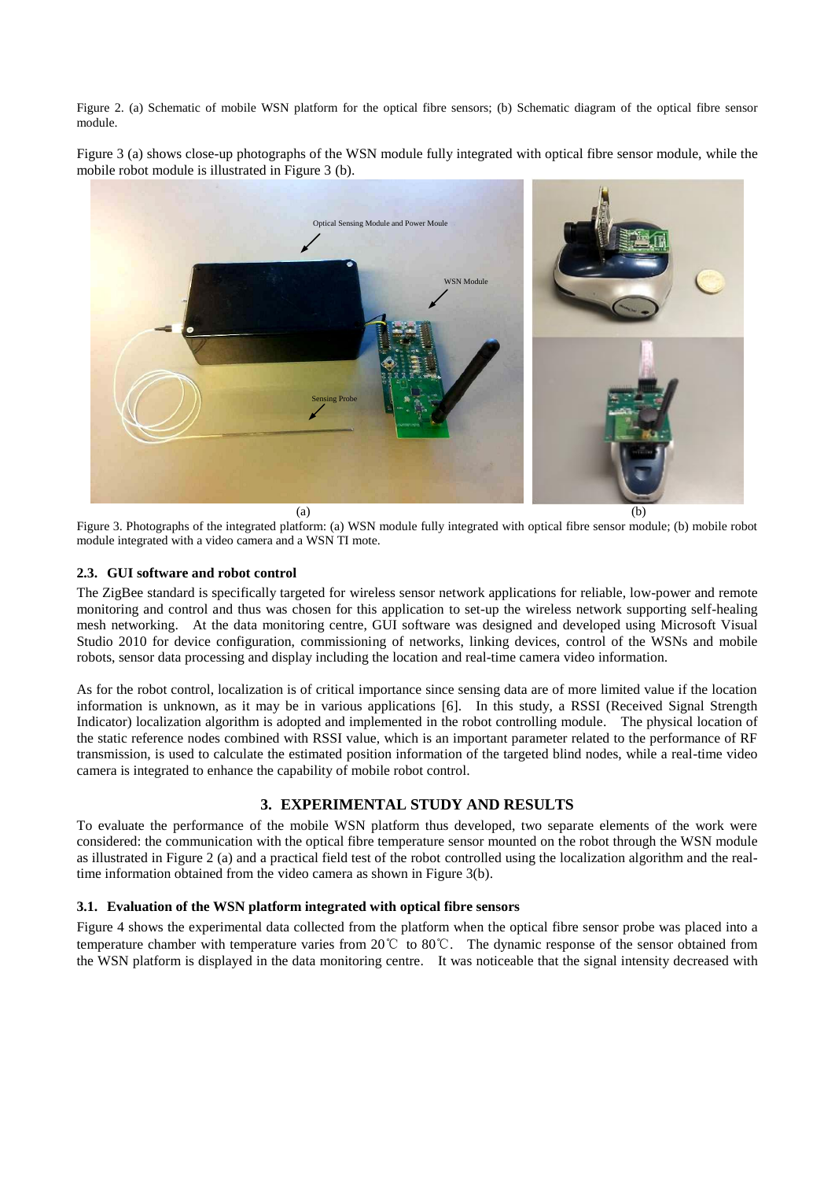Figure 2. (a) Schematic of mobile WSN platform for the optical fibre sensors; (b) Schematic diagram of the optical fibre sensor module.

Figure 3 (a) shows close-up photographs of the WSN module fully integrated with optical fibre sensor module, while the mobile robot module is illustrated in Figure 3 (b).

Figure 3. Photographs of the integrated platform: (a) WSN module fully integrated with optical fibre sensor module; (b) mobile robot module integrated with a video camera and a WSN TI mote.

### 2.3. GUI software and robot control

The ZigBee standard is specifically targeted for wireless sensor network applications for reliable, low-power and remote monitoring and control and thus was chosen for this application to set-up the wireless network supporting self-healing mesh networking. At the data monitoring centre, GUI software was designed and developed using Microsoft Visual Studio 2010 for device configuration, commissioning of networks, linking devices, control of the WSNs and mobile robots, sensor data processing and display including the location and real-time camera video information.

As for the robot control, localization is of critical importance since sensing data are of more limited value if the location information is unknown, as it may be in various applications [6]. In this study, a RSSI (Received Signal Strength Indicator) localization algorithm is adopted and implemented in the robot controlling module. The physical location of the static reference nodes combined with RSSI value, which is an important parameter related to the performance of RF transmission, is used to calculate the estimated position information of the targeted blind nodes, while a real-time video camera is integrated to enhance the capability of mobile robot control.

## 3. EXPERIMENTAL STUDY AND RESULTS

To evaluate the performance of the mobile WSN platform thus developed, two separate elements of the work were considered: the communication with the optical fibre temperature sensor mounted on the robot through the WSN module as illustrated in Figure 2 (a) and a practical field test of the robot controlled using the localization algorithm and the real-time information obtained from the video camera as shown in Figure 3(b).

### 3.1. Evaluation of the WSN platform integrated with optical fibre sensors

Figure 4 shows the experimental data collected from the platform when the optical fibre sensor probe was placed into a temperature chamber with temperature varies from 20℃ to 80℃. The dynamic response of the sensor obtained from the WSN platform is displayed in the data monitoring centre. It was noticeable that the signal intensity decreased with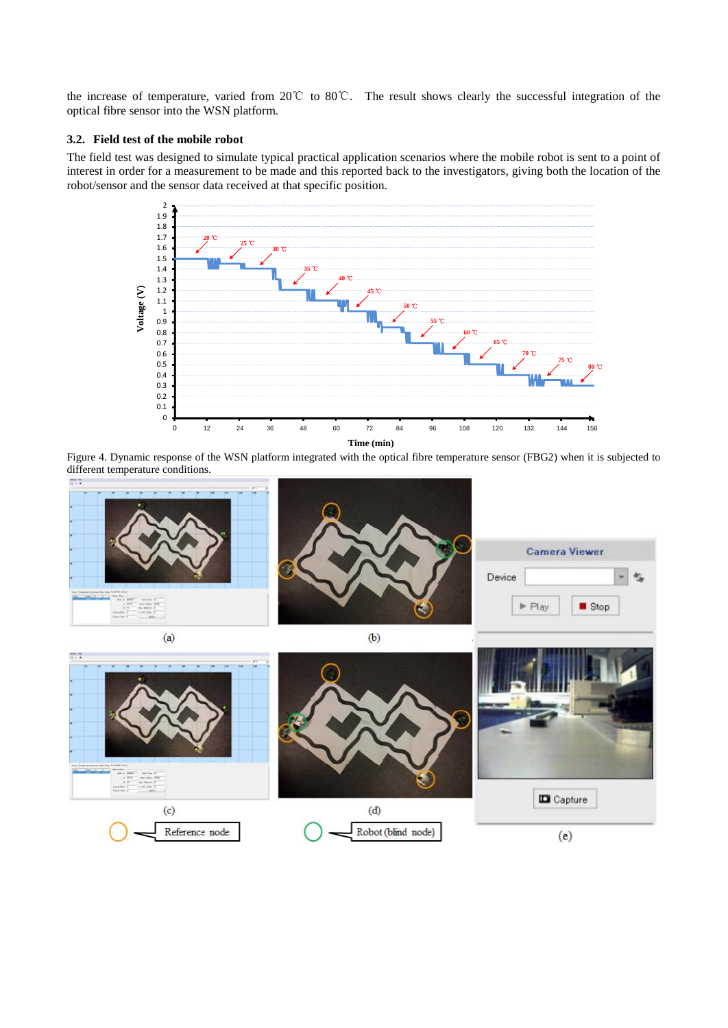the increase of temperature, varied from 20℃ to 80℃. The result shows clearly the successful integration of the optical fibre sensor into the WSN platform.

### 3.2. Field test of the mobile robot

The field test was designed to simulate typical practical application scenarios where the mobile robot is sent to a point of interest in order for a measurement to be made and this reported back to the investigators, giving both the location of the robot/sensor and the sensor data received at that specific position.

Figure 4. Dynamic response of the WSN platform integrated with the optical fibre temperature sensor (FBG2) when it is subjected to different temperature conditions.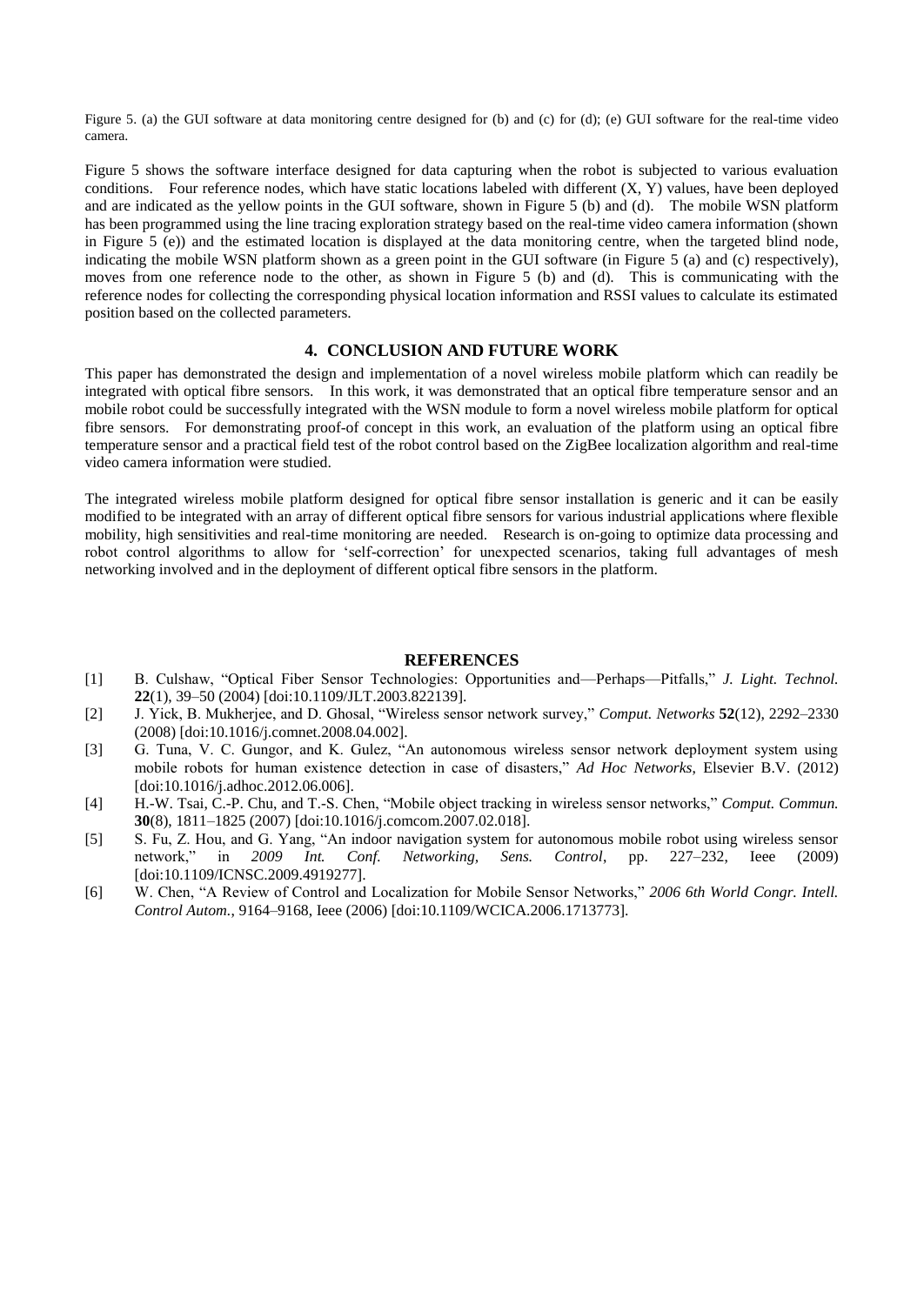Figure 5. (a) the GUI software at data monitoring centre designed for (b) and (c) for (d); (e) GUI software for the real-time video camera.

Figure 5 shows the software interface designed for data capturing when the robot is subjected to various evaluation conditions. Four reference nodes, which have static locations labeled with different (X, Y) values, have been deployed and are indicated as the yellow points in the GUI software, shown in Figure 5 (b) and (d). The mobile WSN platform has been programmed using the line tracing exploration strategy based on the real-time video camera information (shown in Figure 5 (e)) and the estimated location is displayed at the data monitoring centre, when the targeted blind node, indicating the mobile WSN platform shown as a green point in the GUI software (in Figure 5 (a) and (c) respectively), moves from one reference node to the other, as shown in Figure 5 (b) and (d). This is communicating with the reference nodes for collecting the corresponding physical location information and RSSI values to calculate its estimated position based on the collected parameters.

## 4. CONCLUSION AND FUTURE WORK

This paper has demonstrated the design and implementation of a novel wireless mobile platform which can readily be integrated with optical fibre sensors. In this work, it was demonstrated that an optical fibre temperature sensor and an mobile robot could be successfully integrated with the WSN module to form a novel wireless mobile platform for optical fibre sensors. For demonstrating proof-of concept in this work, an evaluation of the platform using an optical fibre temperature sensor and a practical field test of the robot control based on the ZigBee localization algorithm and real-time video camera information were studied.

The integrated wireless mobile platform designed for optical fibre sensor installation is generic and it can be easily modified to be integrated with an array of different optical fibre sensors for various industrial applications where flexible mobility, high sensitivities and real-time monitoring are needed. Research is on-going to optimize data processing and robot control algorithms to allow for 'self-correction' for unexpected scenarios, taking full advantages of mesh networking involved and in the deployment of different optical fibre sensors in the platform.

## REFERENCES

[1] B. Culshaw, "Optical Fiber Sensor Technologies: Opportunities and—Perhaps—Pitfalls," *J. Light. Technol.* **22**(1), 39–50 (2004) [doi:10.1109/JLT.2003.822139].

[2] J. Yick, B. Mukherjee, and D. Ghosal, "Wireless sensor network survey," *Comput. Networks* **52**(12), 2292–2330 (2008) [doi:10.1016/j.comnet.2008.04.002].

[3] G. Tuna, V. C. Gungor, and K. Gulez, "An autonomous wireless sensor network deployment system using mobile robots for human existence detection in case of disasters," *Ad Hoc Networks*, Elsevier B.V. (2012) [doi:10.1016/j.adhoc.2012.06.006].

[4] H.-W. Tsai, C.-P. Chu, and T.-S. Chen, "Mobile object tracking in wireless sensor networks," *Comput. Commun.* **30**(8), 1811–1825 (2007) [doi:10.1016/j.comcom.2007.02.018].

[5] S. Fu, Z. Hou, and G. Yang, "An indoor navigation system for autonomous mobile robot using wireless sensor network," in *2009 Int. Conf. Networking, Sens. Control*, pp. 227–232, Ieee (2009) [doi:10.1109/ICNSC.2009.4919277].

[6] W. Chen, "A Review of Control and Localization for Mobile Sensor Networks," *2006 6th World Congr. Intell. Control Autom.*, 9164–9168, Ieee (2006) [doi:10.1109/WCICA.2006.1713773].